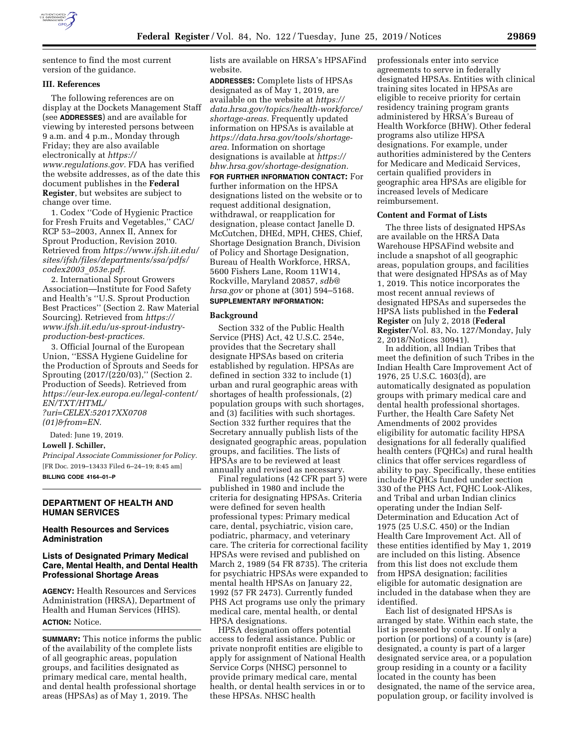sentence to find the most current version of the guidance.

### III. References

The following references are on display at the Dockets Management Staff (see **ADDRESSES**) and are available for viewing by interested persons between 9 a.m. and 4 p.m., Monday through Friday; they are also available electronically at *https://www.regulations.gov.* FDA has verified the website addresses, as of the date this document publishes in the **Federal Register**, but websites are subject to change over time.

1. Codex ''Code of Hygienic Practice for Fresh Fruits and Vegetables,'' CAC/RCP 53–2003, Annex II, Annex for Sprout Production, Revision 2010. Retrieved from *https://www.ifsh.iit.edu/sites/ifsh/files/departments/ssa/pdfs/codex2003_053e.pdf.*

2. International Sprout Growers Association—Institute for Food Safety and Health's ''U.S. Sprout Production Best Practices'' (Section 2. Raw Material Sourcing). Retrieved from *https://www.ifsh.iit.edu/us-sprout-industry-production-best-practices.*

3. Official Journal of the European Union, ''ESSA Hygiene Guideline for the Production of Sprouts and Seeds for Sprouting (2017/(220/03),'' (Section 2. Production of Seeds). Retrieved from *https://eur-lex.europa.eu/legal-content/EN/TXT/HTML/?uri=CELEX:52017XX0708(01)&from=EN.*

Dated: June 19, 2019.

**Lowell J. Schiller,**

*Principal Associate Commissioner for Policy.*

[FR Doc. 2019–13433 Filed 6–24–19; 8:45 am]

**BILLING CODE 4164–01–P**

## DEPARTMENT OF HEALTH AND HUMAN SERVICES

### Health Resources and Services Administration

### Lists of Designated Primary Medical Care, Mental Health, and Dental Health Professional Shortage Areas

**AGENCY:** Health Resources and Services Administration (HRSA), Department of Health and Human Services (HHS).

**ACTION:** Notice.

**SUMMARY:** This notice informs the public of the availability of the complete lists of all geographic areas, population groups, and facilities designated as primary medical care, mental health, and dental health professional shortage areas (HPSAs) as of May 1, 2019. The lists are available on HRSA's HPSAFind website.

**ADDRESSES:** Complete lists of HPSAs designated as of May 1, 2019, are available on the website at *https://data.hrsa.gov/topics/health-workforce/shortage-areas.* Frequently updated information on HPSAs is available at *https://data.hrsa.gov/tools/shortage-area.* Information on shortage designations is available at *https://bhw.hrsa.gov/shortage-designation.*

**FOR FURTHER INFORMATION CONTACT:** For further information on the HPSA designations listed on the website or to request additional designation, withdrawal, or reapplication for designation, please contact Janelle D. McCutchen, DHEd, MPH, CHES, Chief, Shortage Designation Branch, Division of Policy and Shortage Designation, Bureau of Health Workforce, HRSA, 5600 Fishers Lane, Room 11W14, Rockville, Maryland 20857, *sdb@hrsa.gov* or phone at (301) 594–5168.

**SUPPLEMENTARY INFORMATION:**

#### Background

Section 332 of the Public Health Service (PHS) Act, 42 U.S.C. 254e, provides that the Secretary shall designate HPSAs based on criteria established by regulation. HPSAs are defined in section 332 to include (1) urban and rural geographic areas with shortages of health professionals, (2) population groups with such shortages, and (3) facilities with such shortages. Section 332 further requires that the Secretary annually publish lists of the designated geographic areas, population groups, and facilities. The lists of HPSAs are to be reviewed at least annually and revised as necessary.

Final regulations (42 CFR part 5) were published in 1980 and include the criteria for designating HPSAs. Criteria were defined for seven health professional types: Primary medical care, dental, psychiatric, vision care, podiatric, pharmacy, and veterinary care. The criteria for correctional facility HPSAs were revised and published on March 2, 1989 (54 FR 8735). The criteria for psychiatric HPSAs were expanded to mental health HPSAs on January 22, 1992 (57 FR 2473). Currently funded PHS Act programs use only the primary medical care, mental health, or dental HPSA designations.

HPSA designation offers potential access to federal assistance. Public or private nonprofit entities are eligible to apply for assignment of National Health Service Corps (NHSC) personnel to provide primary medical care, mental health, or dental health services in or to these HPSAs. NHSC health professionals enter into service agreements to serve in federally designated HPSAs. Entities with clinical training sites located in HPSAs are eligible to receive priority for certain residency training program grants administered by HRSA's Bureau of Health Workforce (BHW). Other federal programs also utilize HPSA designations. For example, under authorities administered by the Centers for Medicare and Medicaid Services, certain qualified providers in geographic area HPSAs are eligible for increased levels of Medicare reimbursement.

#### Content and Format of Lists

The three lists of designated HPSAs are available on the HRSA Data Warehouse HPSAFind website and include a snapshot of all geographic areas, population groups, and facilities that were designated HPSAs as of May 1, 2019. This notice incorporates the most recent annual reviews of designated HPSAs and supersedes the HPSA lists published in the **Federal Register** on July 2, 2018 (**Federal Register**/Vol. 83, No. 127/Monday, July 2, 2018/Notices 30941).

In addition, all Indian Tribes that meet the definition of such Tribes in the Indian Health Care Improvement Act of 1976, 25 U.S.C. 1603(d), are automatically designated as population groups with primary medical care and dental health professional shortages. Further, the Health Care Safety Net Amendments of 2002 provides eligibility for automatic facility HPSA designations for all federally qualified health centers (FQHCs) and rural health clinics that offer services regardless of ability to pay. Specifically, these entities include FQHCs funded under section 330 of the PHS Act, FQHC Look-Alikes, and Tribal and urban Indian clinics operating under the Indian Self-Determination and Education Act of 1975 (25 U.S.C. 450) or the Indian Health Care Improvement Act. All of these entities identified by May 1, 2019 are included on this listing. Absence from this list does not exclude them from HPSA designation; facilities eligible for automatic designation are included in the database when they are identified.

Each list of designated HPSAs is arranged by state. Within each state, the list is presented by county. If only a portion (or portions) of a county is (are) designated, a county is part of a larger designated service area, or a population group residing in a county or a facility located in the county has been designated, the name of the service area, population group, or facility involved is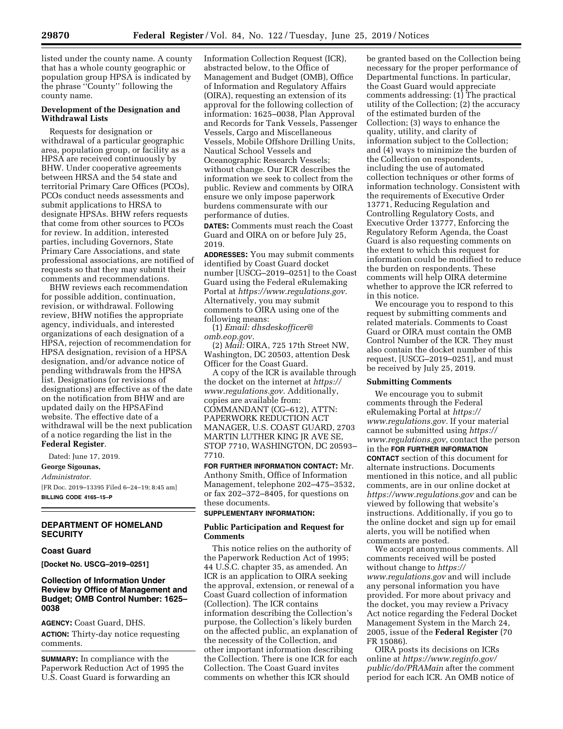listed under the county name. A county that has a whole county geographic or population group HPSA is indicated by the phrase ''County'' following the county name.

### Development of the Designation and Withdrawal Lists

Requests for designation or withdrawal of a particular geographic area, population group, or facility as a HPSA are received continuously by BHW. Under cooperative agreements between HRSA and the 54 state and territorial Primary Care Offices (PCOs), PCOs conduct needs assessments and submit applications to HRSA to designate HPSAs. BHW refers requests that come from other sources to PCOs for review. In addition, interested parties, including Governors, State Primary Care Associations, and state professional associations, are notified of requests so that they may submit their comments and recommendations.

BHW reviews each recommendation for possible addition, continuation, revision, or withdrawal. Following review, BHW notifies the appropriate agency, individuals, and interested organizations of each designation of a HPSA, rejection of recommendation for HPSA designation, revision of a HPSA designation, and/or advance notice of pending withdrawals from the HPSA list. Designations (or revisions of designations) are effective as of the date on the notification from BHW and are updated daily on the HPSAFind website. The effective date of a withdrawal will be the next publication of a notice regarding the list in the **Federal Register**.

Dated: June 17, 2019.

**George Sigounas,**

*Administrator.*

[FR Doc. 2019–13395 Filed 6–24–19; 8:45 am]

**BILLING CODE 4165–15–P**

---

## DEPARTMENT OF HOMELAND SECURITY

### Coast Guard

**[Docket No. USCG–2019–0251]**

## Collection of Information Under Review by Office of Management and Budget; OMB Control Number: 1625–0038

**AGENCY:** Coast Guard, DHS.

**ACTION:** Thirty-day notice requesting comments.

**SUMMARY:** In compliance with the Paperwork Reduction Act of 1995 the U.S. Coast Guard is forwarding an Information Collection Request (ICR), abstracted below, to the Office of Management and Budget (OMB), Office of Information and Regulatory Affairs (OIRA), requesting an extension of its approval for the following collection of information: 1625–0038, Plan Approval and Records for Tank Vessels, Passenger Vessels, Cargo and Miscellaneous Vessels, Mobile Offshore Drilling Units, Nautical School Vessels and Oceanographic Research Vessels; without change. Our ICR describes the information we seek to collect from the public. Review and comments by OIRA ensure we only impose paperwork burdens commensurate with our performance of duties.

**DATES:** Comments must reach the Coast Guard and OIRA on or before July 25, 2019.

**ADDRESSES:** You may submit comments identified by Coast Guard docket number [USCG–2019–0251] to the Coast Guard using the Federal eRulemaking Portal at *https://www.regulations.gov.* Alternatively, you may submit comments to OIRA using one of the following means:

(1) *Email: dhsdeskofficer@omb.eop.gov.*

(2) *Mail:* OIRA, 725 17th Street NW, Washington, DC 20503, attention Desk Officer for the Coast Guard.

A copy of the ICR is available through the docket on the internet at *https://www.regulations.gov.* Additionally, copies are available from: COMMANDANT (CG–612), ATTN: PAPERWORK REDUCTION ACT MANAGER, U.S. COAST GUARD, 2703 MARTIN LUTHER KING JR AVE SE, STOP 7710, WASHINGTON, DC 20593–7710.

**FOR FURTHER INFORMATION CONTACT:** Mr. Anthony Smith, Office of Information Management, telephone 202–475–3532, or fax 202–372–8405, for questions on these documents.

**SUPPLEMENTARY INFORMATION:**

### Public Participation and Request for Comments

This notice relies on the authority of the Paperwork Reduction Act of 1995; 44 U.S.C. chapter 35, as amended. An ICR is an application to OIRA seeking the approval, extension, or renewal of a Coast Guard collection of information (Collection). The ICR contains information describing the Collection's purpose, the Collection's likely burden on the affected public, an explanation of the necessity of the Collection, and other important information describing the Collection. There is one ICR for each Collection. The Coast Guard invites comments on whether this ICR should be granted based on the Collection being necessary for the proper performance of Departmental functions. In particular, the Coast Guard would appreciate comments addressing: (1) The practical utility of the Collection; (2) the accuracy of the estimated burden of the Collection; (3) ways to enhance the quality, utility, and clarity of information subject to the Collection; and (4) ways to minimize the burden of the Collection on respondents, including the use of automated collection techniques or other forms of information technology. Consistent with the requirements of Executive Order 13771, Reducing Regulation and Controlling Regulatory Costs, and Executive Order 13777, Enforcing the Regulatory Reform Agenda, the Coast Guard is also requesting comments on the extent to which this request for information could be modified to reduce the burden on respondents. These comments will help OIRA determine whether to approve the ICR referred to in this notice.

We encourage you to respond to this request by submitting comments and related materials. Comments to Coast Guard or OIRA must contain the OMB Control Number of the ICR. They must also contain the docket number of this request, [USCG–2019–0251], and must be received by July 25, 2019.

### Submitting Comments

We encourage you to submit comments through the Federal eRulemaking Portal at *https://www.regulations.gov.* If your material cannot be submitted using *https://www.regulations.gov,* contact the person in the **FOR FURTHER INFORMATION CONTACT** section of this document for alternate instructions. Documents mentioned in this notice, and all public comments, are in our online docket at *https://www.regulations.gov* and can be viewed by following that website's instructions. Additionally, if you go to the online docket and sign up for email alerts, you will be notified when comments are posted.

We accept anonymous comments. All comments received will be posted without change to *https://www.regulations.gov* and will include any personal information you have provided. For more about privacy and the docket, you may review a Privacy Act notice regarding the Federal Docket Management System in the March 24, 2005, issue of the **Federal Register** (70 FR 15086).

OIRA posts its decisions on ICRs online at *https://www.reginfo.gov/public/do/PRAMain* after the comment period for each ICR. An OMB notice of